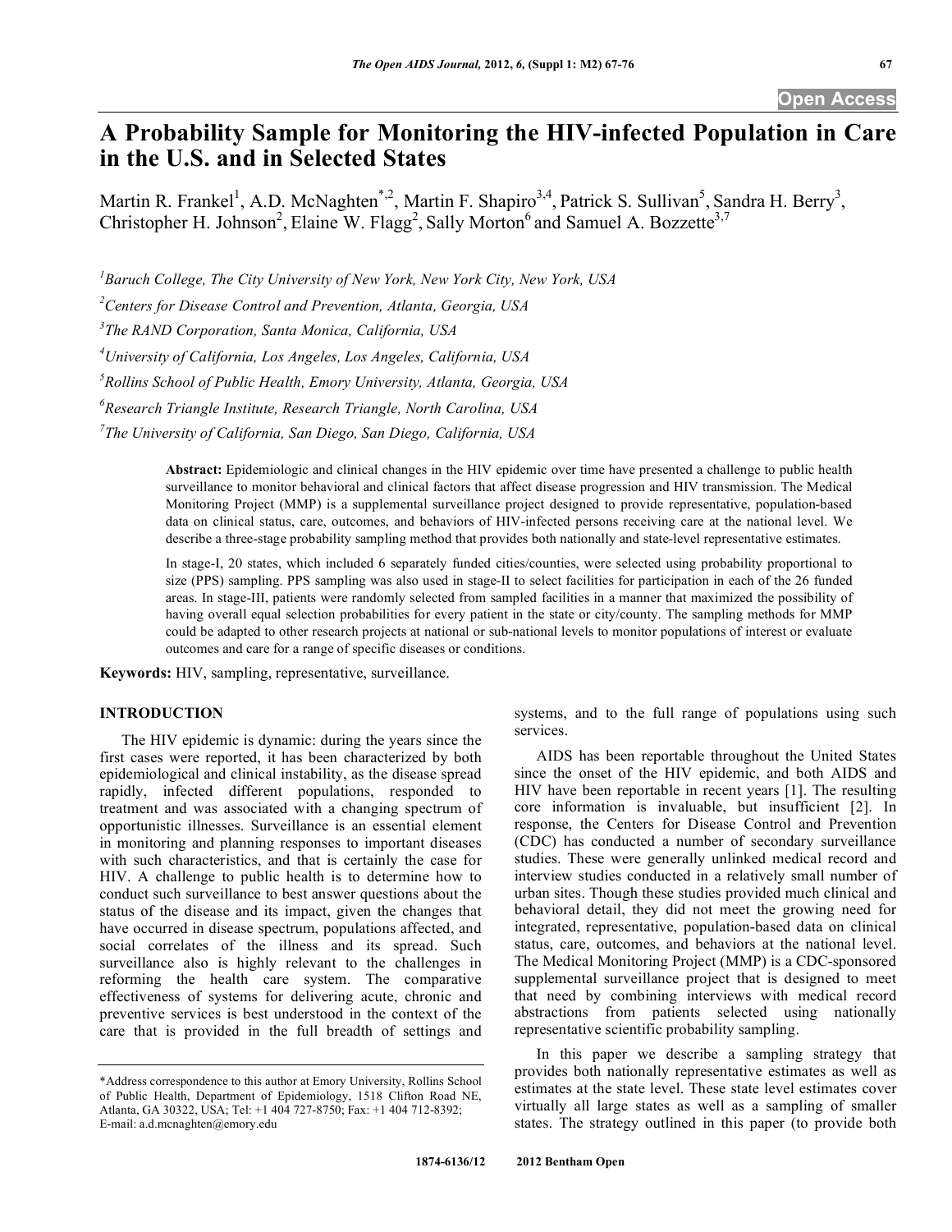# A Probability Sample for Monitoring the HIV-infected Population in Care in the U.S. and in Selected States

Martin R. Frankel[1], A.D. McNaghten[*,2], Martin F. Shapiro[3,4], Patrick S. Sullivan[5], Sandra H. Berry[3], Christopher H. Johnson[2], Elaine W. Flagg[2], Sally Morton[6] and Samuel A. Bozzette[3,7]

[1]*Baruch College, The City University of New York, New York City, New York, USA*

[2]*Centers for Disease Control and Prevention, Atlanta, Georgia, USA*

[3]*The RAND Corporation, Santa Monica, California, USA*

[4]*University of California, Los Angeles, Los Angeles, California, USA*

[5]*Rollins School of Public Health, Emory University, Atlanta, Georgia, USA*

[6]*Research Triangle Institute, Research Triangle, North Carolina, USA*

[7]*The University of California, San Diego, San Diego, California, USA*

**Abstract:** Epidemiologic and clinical changes in the HIV epidemic over time have presented a challenge to public health surveillance to monitor behavioral and clinical factors that affect disease progression and HIV transmission. The Medical Monitoring Project (MMP) is a supplemental surveillance project designed to provide representative, population-based data on clinical status, care, outcomes, and behaviors of HIV-infected persons receiving care at the national level. We describe a three-stage probability sampling method that provides both nationally and state-level representative estimates.

In stage-I, 20 states, which included 6 separately funded cities/counties, were selected using probability proportional to size (PPS) sampling. PPS sampling was also used in stage-II to select facilities for participation in each of the 26 funded areas. In stage-III, patients were randomly selected from sampled facilities in a manner that maximized the possibility of having overall equal selection probabilities for every patient in the state or city/county. The sampling methods for MMP could be adapted to other research projects at national or sub-national levels to monitor populations of interest or evaluate outcomes and care for a range of specific diseases or conditions.

**Keywords:** HIV, sampling, representative, surveillance.

## INTRODUCTION

The HIV epidemic is dynamic: during the years since the first cases were reported, it has been characterized by both epidemiological and clinical instability, as the disease spread rapidly, infected different populations, responded to treatment and was associated with a changing spectrum of opportunistic illnesses. Surveillance is an essential element in monitoring and planning responses to important diseases with such characteristics, and that is certainly the case for HIV. A challenge to public health is to determine how to conduct such surveillance to best answer questions about the status of the disease and its impact, given the changes that have occurred in disease spectrum, populations affected, and social correlates of the illness and its spread. Such surveillance also is highly relevant to the challenges in reforming the health care system. The comparative effectiveness of systems for delivering acute, chronic and preventive services is best understood in the context of the care that is provided in the full breadth of settings and systems, and to the full range of populations using such services.

AIDS has been reportable throughout the United States since the onset of the HIV epidemic, and both AIDS and HIV have been reportable in recent years [1]. The resulting core information is invaluable, but insufficient [2]. In response, the Centers for Disease Control and Prevention (CDC) has conducted a number of secondary surveillance studies. These were generally unlinked medical record and interview studies conducted in a relatively small number of urban sites. Though these studies provided much clinical and behavioral detail, they did not meet the growing need for integrated, representative, population-based data on clinical status, care, outcomes, and behaviors at the national level. The Medical Monitoring Project (MMP) is a CDC-sponsored supplemental surveillance project that is designed to meet that need by combining interviews with medical record abstractions from patients selected using nationally representative scientific probability sampling.

In this paper we describe a sampling strategy that provides both nationally representative estimates as well as estimates at the state level. These state level estimates cover virtually all large states as well as a sampling of smaller states. The strategy outlined in this paper (to provide both

\*Address correspondence to this author at Emory University, Rollins School of Public Health, Department of Epidemiology, 1518 Clifton Road NE, Atlanta, GA 30322, USA; Tel: +1 404 727-8750; Fax: +1 404 712-8392; E-mail: a.d.mcnaghten@emory.edu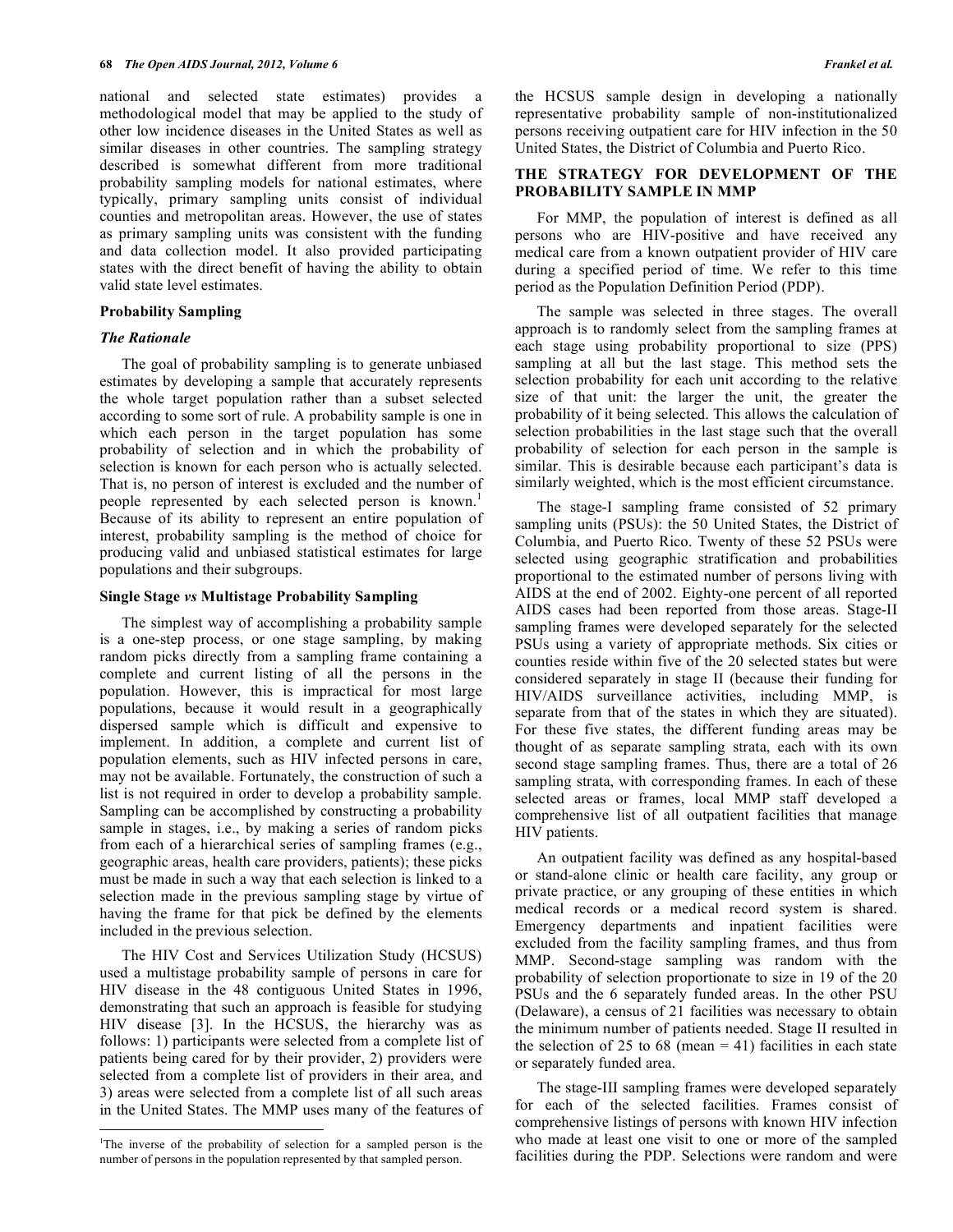national and selected state estimates) provides a methodological model that may be applied to the study of other low incidence diseases in the United States as well as similar diseases in other countries. The sampling strategy described is somewhat different from more traditional probability sampling models for national estimates, where typically, primary sampling units consist of individual counties and metropolitan areas. However, the use of states as primary sampling units was consistent with the funding and data collection model. It also provided participating states with the direct benefit of having the ability to obtain valid state level estimates.

## Probability Sampling

### *The Rationale*

The goal of probability sampling is to generate unbiased estimates by developing a sample that accurately represents the whole target population rather than a subset selected according to some sort of rule. A probability sample is one in which each person in the target population has some probability of selection and in which the probability of selection is known for each person who is actually selected. That is, no person of interest is excluded and the number of people represented by each selected person is known.[1] Because of its ability to represent an entire population of interest, probability sampling is the method of choice for producing valid and unbiased statistical estimates for large populations and their subgroups.

## Single Stage *vs* Multistage Probability Sampling

The simplest way of accomplishing a probability sample is a one-step process, or one stage sampling, by making random picks directly from a sampling frame containing a complete and current listing of all the persons in the population. However, this is impractical for most large populations, because it would result in a geographically dispersed sample which is difficult and expensive to implement. In addition, a complete and current list of population elements, such as HIV infected persons in care, may not be available. Fortunately, the construction of such a list is not required in order to develop a probability sample. Sampling can be accomplished by constructing a probability sample in stages, i.e., by making a series of random picks from each of a hierarchical series of sampling frames (e.g., geographic areas, health care providers, patients); these picks must be made in such a way that each selection is linked to a selection made in the previous sampling stage by virtue of having the frame for that pick be defined by the elements included in the previous selection.

The HIV Cost and Services Utilization Study (HCSUS) used a multistage probability sample of persons in care for HIV disease in the 48 contiguous United States in 1996, demonstrating that such an approach is feasible for studying HIV disease [3]. In the HCSUS, the hierarchy was as follows: 1) participants were selected from a complete list of patients being cared for by their provider, 2) providers were selected from a complete list of providers in their area, and 3) areas were selected from a complete list of all such areas in the United States. The MMP uses many of the features of the HCSUS sample design in developing a nationally representative probability sample of non-institutionalized persons receiving outpatient care for HIV infection in the 50 United States, the District of Columbia and Puerto Rico.

## THE STRATEGY FOR DEVELOPMENT OF THE PROBABILITY SAMPLE IN MMP

For MMP, the population of interest is defined as all persons who are HIV-positive and have received any medical care from a known outpatient provider of HIV care during a specified period of time. We refer to this time period as the Population Definition Period (PDP).

The sample was selected in three stages. The overall approach is to randomly select from the sampling frames at each stage using probability proportional to size (PPS) sampling at all but the last stage. This method sets the selection probability for each unit according to the relative size of that unit: the larger the unit, the greater the probability of it being selected. This allows the calculation of selection probabilities in the last stage such that the overall probability of selection for each person in the sample is similar. This is desirable because each participant's data is similarly weighted, which is the most efficient circumstance.

The stage-I sampling frame consisted of 52 primary sampling units (PSUs): the 50 United States, the District of Columbia, and Puerto Rico. Twenty of these 52 PSUs were selected using geographic stratification and probabilities proportional to the estimated number of persons living with AIDS at the end of 2002. Eighty-one percent of all reported AIDS cases had been reported from those areas. Stage-II sampling frames were developed separately for the selected PSUs using a variety of appropriate methods. Six cities or counties reside within five of the 20 selected states but were considered separately in stage II (because their funding for HIV/AIDS surveillance activities, including MMP, is separate from that of the states in which they are situated). For these five states, the different funding areas may be thought of as separate sampling strata, each with its own second stage sampling frames. Thus, there are a total of 26 sampling strata, with corresponding frames. In each of these selected areas or frames, local MMP staff developed a comprehensive list of all outpatient facilities that manage HIV patients.

An outpatient facility was defined as any hospital-based or stand-alone clinic or health care facility, any group or private practice, or any grouping of these entities in which medical records or a medical record system is shared. Emergency departments and inpatient facilities were excluded from the facility sampling frames, and thus from MMP. Second-stage sampling was random with the probability of selection proportionate to size in 19 of the 20 PSUs and the 6 separately funded areas. In the other PSU (Delaware), a census of 21 facilities was necessary to obtain the minimum number of patients needed. Stage II resulted in the selection of 25 to 68 (mean = 41) facilities in each state or separately funded area.

The stage-III sampling frames were developed separately for each of the selected facilities. Frames consist of comprehensive listings of persons with known HIV infection who made at least one visit to one or more of the sampled facilities during the PDP. Selections were random and were

[1]The inverse of the probability of selection for a sampled person is the number of persons in the population represented by that sampled person.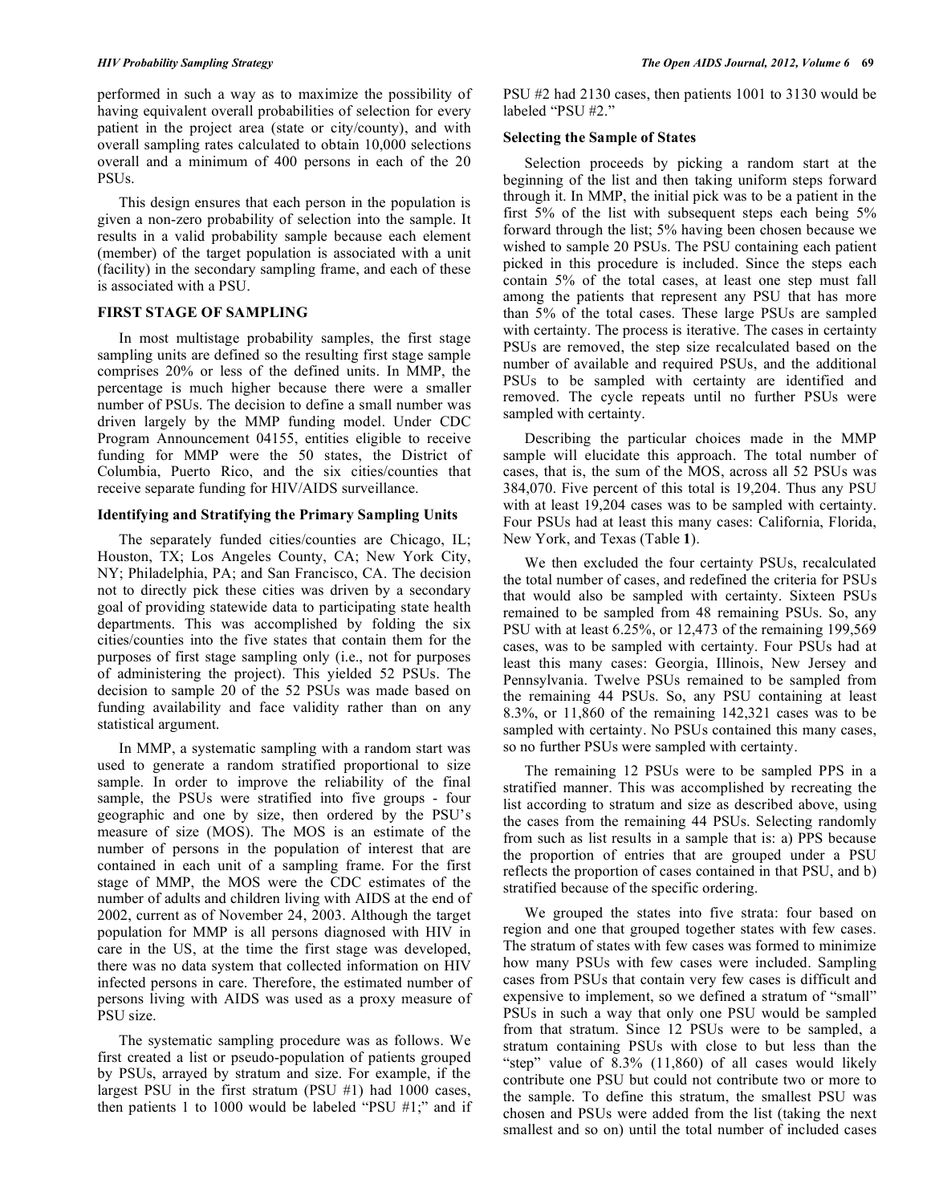performed in such a way as to maximize the possibility of having equivalent overall probabilities of selection for every patient in the project area (state or city/county), and with overall sampling rates calculated to obtain 10,000 selections overall and a minimum of 400 persons in each of the 20 PSUs.

This design ensures that each person in the population is given a non-zero probability of selection into the sample. It results in a valid probability sample because each element (member) of the target population is associated with a unit (facility) in the secondary sampling frame, and each of these is associated with a PSU.

## FIRST STAGE OF SAMPLING

In most multistage probability samples, the first stage sampling units are defined so the resulting first stage sample comprises 20% or less of the defined units. In MMP, the percentage is much higher because there were a smaller number of PSUs. The decision to define a small number was driven largely by the MMP funding model. Under CDC Program Announcement 04155, entities eligible to receive funding for MMP were the 50 states, the District of Columbia, Puerto Rico, and the six cities/counties that receive separate funding for HIV/AIDS surveillance.

### Identifying and Stratifying the Primary Sampling Units

The separately funded cities/counties are Chicago, IL; Houston, TX; Los Angeles County, CA; New York City, NY; Philadelphia, PA; and San Francisco, CA. The decision not to directly pick these cities was driven by a secondary goal of providing statewide data to participating state health departments. This was accomplished by folding the six cities/counties into the five states that contain them for the purposes of first stage sampling only (i.e., not for purposes of administering the project). This yielded 52 PSUs. The decision to sample 20 of the 52 PSUs was made based on funding availability and face validity rather than on any statistical argument.

In MMP, a systematic sampling with a random start was used to generate a random stratified proportional to size sample. In order to improve the reliability of the final sample, the PSUs were stratified into five groups - four geographic and one by size, then ordered by the PSU's measure of size (MOS). The MOS is an estimate of the number of persons in the population of interest that are contained in each unit of a sampling frame. For the first stage of MMP, the MOS were the CDC estimates of the number of adults and children living with AIDS at the end of 2002, current as of November 24, 2003. Although the target population for MMP is all persons diagnosed with HIV in care in the US, at the time the first stage was developed, there was no data system that collected information on HIV infected persons in care. Therefore, the estimated number of persons living with AIDS was used as a proxy measure of PSU size.

The systematic sampling procedure was as follows. We first created a list or pseudo-population of patients grouped by PSUs, arrayed by stratum and size. For example, if the largest PSU in the first stratum (PSU #1) had 1000 cases, then patients 1 to 1000 would be labeled "PSU #1;" and if PSU #2 had 2130 cases, then patients 1001 to 3130 would be labeled "PSU #2."

### Selecting the Sample of States

Selection proceeds by picking a random start at the beginning of the list and then taking uniform steps forward through it. In MMP, the initial pick was to be a patient in the first 5% of the list with subsequent steps each being 5% forward through the list; 5% having been chosen because we wished to sample 20 PSUs. The PSU containing each patient picked in this procedure is included. Since the steps each contain 5% of the total cases, at least one step must fall among the patients that represent any PSU that has more than 5% of the total cases. These large PSUs are sampled with certainty. The process is iterative. The cases in certainty PSUs are removed, the step size recalculated based on the number of available and required PSUs, and the additional PSUs to be sampled with certainty are identified and removed. The cycle repeats until no further PSUs were sampled with certainty.

Describing the particular choices made in the MMP sample will elucidate this approach. The total number of cases, that is, the sum of the MOS, across all 52 PSUs was 384,070. Five percent of this total is 19,204. Thus any PSU with at least 19,204 cases was to be sampled with certainty. Four PSUs had at least this many cases: California, Florida, New York, and Texas (Table **1**).

We then excluded the four certainty PSUs, recalculated the total number of cases, and redefined the criteria for PSUs that would also be sampled with certainty. Sixteen PSUs remained to be sampled from 48 remaining PSUs. So, any PSU with at least 6.25%, or 12,473 of the remaining 199,569 cases, was to be sampled with certainty. Four PSUs had at least this many cases: Georgia, Illinois, New Jersey and Pennsylvania. Twelve PSUs remained to be sampled from the remaining 44 PSUs. So, any PSU containing at least 8.3%, or 11,860 of the remaining 142,321 cases was to be sampled with certainty. No PSUs contained this many cases, so no further PSUs were sampled with certainty.

The remaining 12 PSUs were to be sampled PPS in a stratified manner. This was accomplished by recreating the list according to stratum and size as described above, using the cases from the remaining 44 PSUs. Selecting randomly from such as list results in a sample that is: a) PPS because the proportion of entries that are grouped under a PSU reflects the proportion of cases contained in that PSU, and b) stratified because of the specific ordering.

We grouped the states into five strata: four based on region and one that grouped together states with few cases. The stratum of states with few cases was formed to minimize how many PSUs with few cases were included. Sampling cases from PSUs that contain very few cases is difficult and expensive to implement, so we defined a stratum of "small" PSUs in such a way that only one PSU would be sampled from that stratum. Since 12 PSUs were to be sampled, a stratum containing PSUs with close to but less than the "step" value of 8.3% (11,860) of all cases would likely contribute one PSU but could not contribute two or more to the sample. To define this stratum, the smallest PSU was chosen and PSUs were added from the list (taking the next smallest and so on) until the total number of included cases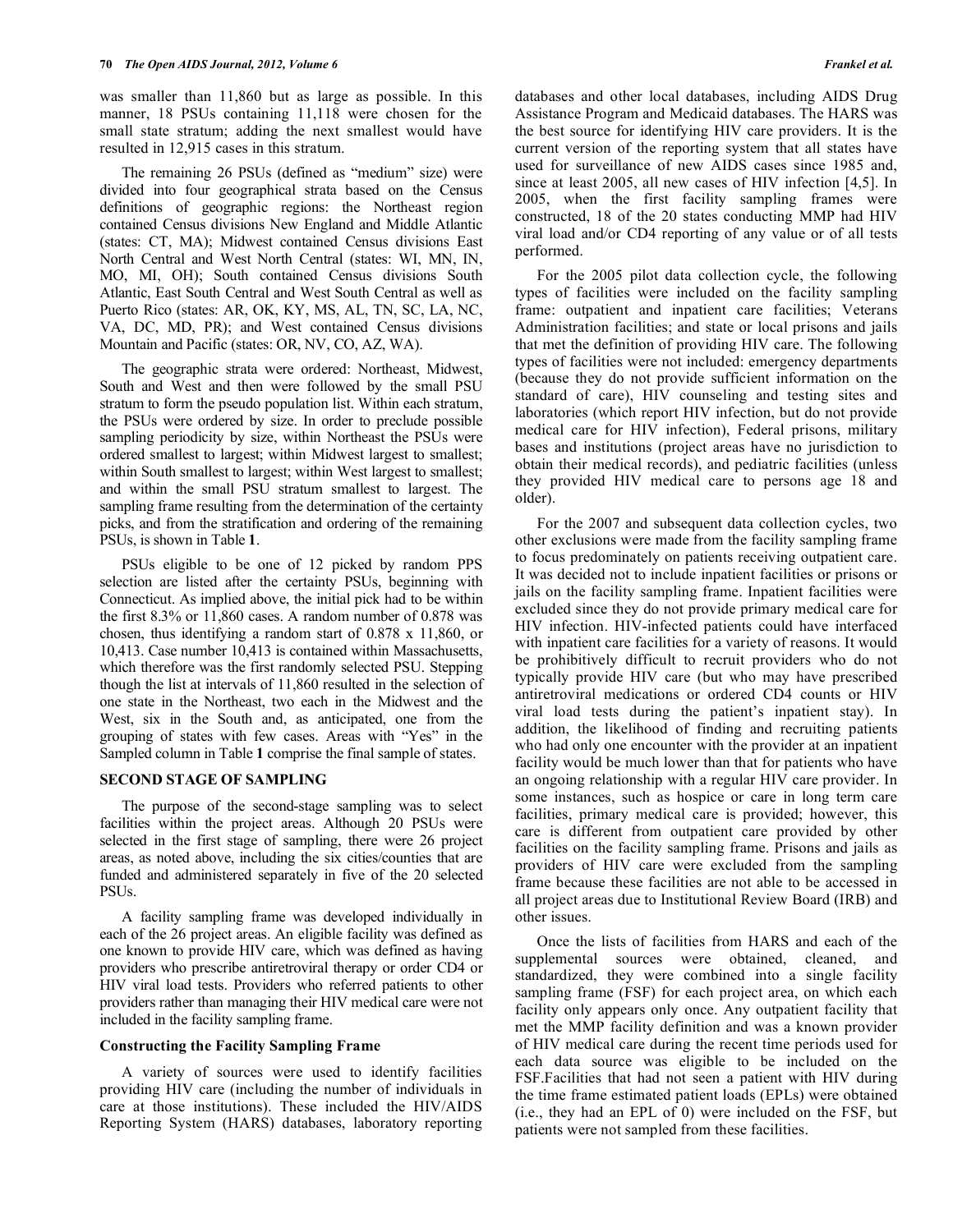was smaller than 11,860 but as large as possible. In this manner, 18 PSUs containing 11,118 were chosen for the small state stratum; adding the next smallest would have resulted in 12,915 cases in this stratum.

The remaining 26 PSUs (defined as "medium" size) were divided into four geographical strata based on the Census definitions of geographic regions: the Northeast region contained Census divisions New England and Middle Atlantic (states: CT, MA); Midwest contained Census divisions East North Central and West North Central (states: WI, MN, IN, MO, MI, OH); South contained Census divisions South Atlantic, East South Central and West South Central as well as Puerto Rico (states: AR, OK, KY, MS, AL, TN, SC, LA, NC, VA, DC, MD, PR); and West contained Census divisions Mountain and Pacific (states: OR, NV, CO, AZ, WA).

The geographic strata were ordered: Northeast, Midwest, South and West and then were followed by the small PSU stratum to form the pseudo population list. Within each stratum, the PSUs were ordered by size. In order to preclude possible sampling periodicity by size, within Northeast the PSUs were ordered smallest to largest; within Midwest largest to smallest; within South smallest to largest; within West largest to smallest; and within the small PSU stratum smallest to largest. The sampling frame resulting from the determination of the certainty picks, and from the stratification and ordering of the remaining PSUs, is shown in Table **1**.

PSUs eligible to be one of 12 picked by random PPS selection are listed after the certainty PSUs, beginning with Connecticut. As implied above, the initial pick had to be within the first 8.3% or 11,860 cases. A random number of 0.878 was chosen, thus identifying a random start of 0.878 x 11,860, or 10,413. Case number 10,413 is contained within Massachusetts, which therefore was the first randomly selected PSU. Stepping though the list at intervals of 11,860 resulted in the selection of one state in the Northeast, two each in the Midwest and the West, six in the South and, as anticipated, one from the grouping of states with few cases. Areas with "Yes" in the Sampled column in Table **1** comprise the final sample of states.

## SECOND STAGE OF SAMPLING

The purpose of the second-stage sampling was to select facilities within the project areas. Although 20 PSUs were selected in the first stage of sampling, there were 26 project areas, as noted above, including the six cities/counties that are funded and administered separately in five of the 20 selected PSUs.

A facility sampling frame was developed individually in each of the 26 project areas. An eligible facility was defined as one known to provide HIV care, which was defined as having providers who prescribe antiretroviral therapy or order CD4 or HIV viral load tests. Providers who referred patients to other providers rather than managing their HIV medical care were not included in the facility sampling frame.

### Constructing the Facility Sampling Frame

A variety of sources were used to identify facilities providing HIV care (including the number of individuals in care at those institutions). These included the HIV/AIDS Reporting System (HARS) databases, laboratory reporting databases and other local databases, including AIDS Drug Assistance Program and Medicaid databases. The HARS was the best source for identifying HIV care providers. It is the current version of the reporting system that all states have used for surveillance of new AIDS cases since 1985 and, since at least 2005, all new cases of HIV infection [4,5]. In 2005, when the first facility sampling frames were constructed, 18 of the 20 states conducting MMP had HIV viral load and/or CD4 reporting of any value or of all tests performed.

For the 2005 pilot data collection cycle, the following types of facilities were included on the facility sampling frame: outpatient and inpatient care facilities; Veterans Administration facilities; and state or local prisons and jails that met the definition of providing HIV care. The following types of facilities were not included: emergency departments (because they do not provide sufficient information on the standard of care), HIV counseling and testing sites and laboratories (which report HIV infection, but do not provide medical care for HIV infection), Federal prisons, military bases and institutions (project areas have no jurisdiction to obtain their medical records), and pediatric facilities (unless they provided HIV medical care to persons age 18 and older).

For the 2007 and subsequent data collection cycles, two other exclusions were made from the facility sampling frame to focus predominately on patients receiving outpatient care. It was decided not to include inpatient facilities or prisons or jails on the facility sampling frame. Inpatient facilities were excluded since they do not provide primary medical care for HIV infection. HIV-infected patients could have interfaced with inpatient care facilities for a variety of reasons. It would be prohibitively difficult to recruit providers who do not typically provide HIV care (but who may have prescribed antiretroviral medications or ordered CD4 counts or HIV viral load tests during the patient's inpatient stay). In addition, the likelihood of finding and recruiting patients who had only one encounter with the provider at an inpatient facility would be much lower than that for patients who have an ongoing relationship with a regular HIV care provider. In some instances, such as hospice or care in long term care facilities, primary medical care is provided; however, this care is different from outpatient care provided by other facilities on the facility sampling frame. Prisons and jails as providers of HIV care were excluded from the sampling frame because these facilities are not able to be accessed in all project areas due to Institutional Review Board (IRB) and other issues.

Once the lists of facilities from HARS and each of the supplemental sources were obtained, cleaned, and standardized, they were combined into a single facility sampling frame (FSF) for each project area, on which each facility only appears once. Any outpatient facility that met the MMP facility definition and was a known provider of HIV medical care during the recent time periods used for each data source was eligible to be included on the FSF.Facilities that had not seen a patient with HIV during the time frame estimated patient loads (EPLs) were obtained (i.e., they had an EPL of 0) were included on the FSF, but patients were not sampled from these facilities.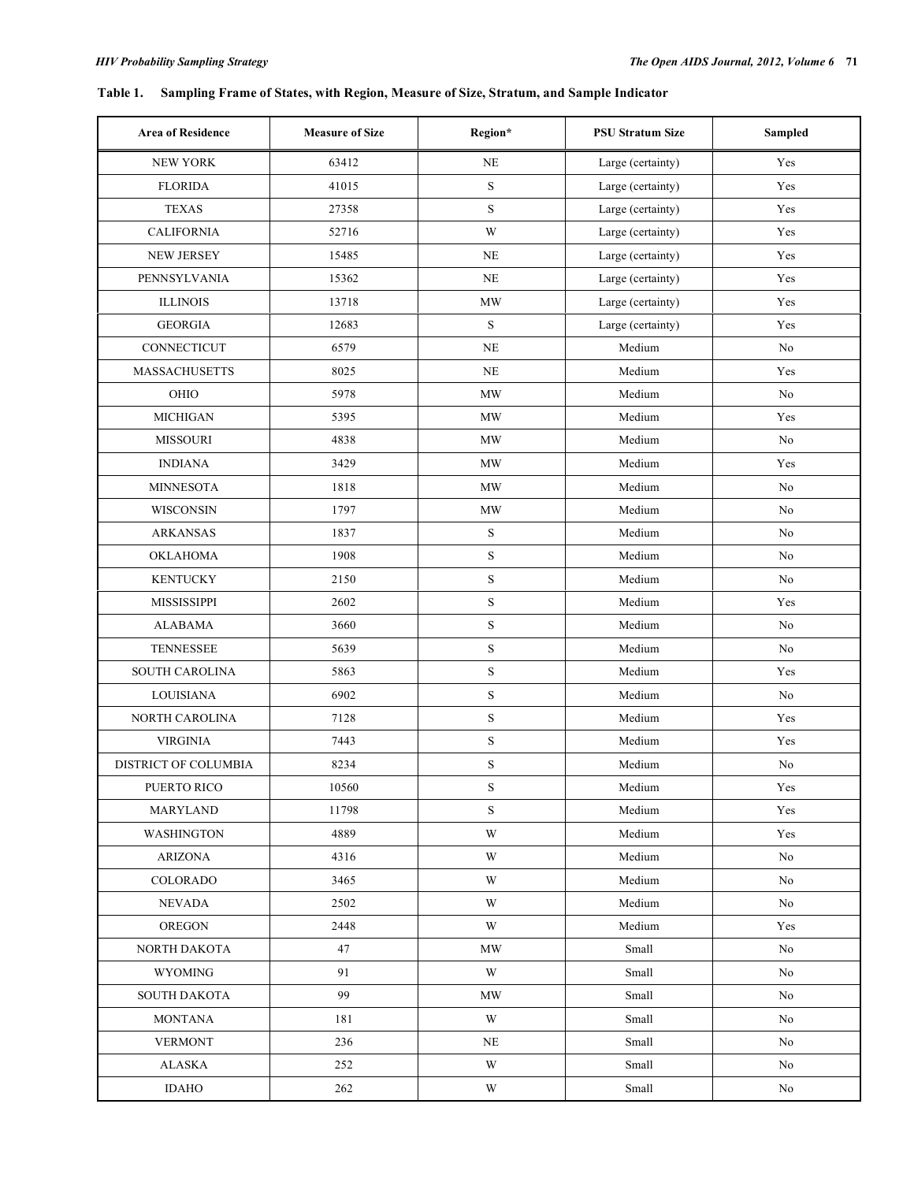**Table 1. Sampling Frame of States, with Region, Measure of Size, Stratum, and Sample Indicator**

| Area of Residence | Measure of Size | Region* | PSU Stratum Size | Sampled |
|---|---|---|---|---|
| NEW YORK | 63412 | NE | Large (certainty) | Yes |
| FLORIDA | 41015 | S | Large (certainty) | Yes |
| TEXAS | 27358 | S | Large (certainty) | Yes |
| CALIFORNIA | 52716 | W | Large (certainty) | Yes |
| NEW JERSEY | 15485 | NE | Large (certainty) | Yes |
| PENNSYLVANIA | 15362 | NE | Large (certainty) | Yes |
| ILLINOIS | 13718 | MW | Large (certainty) | Yes |
| GEORGIA | 12683 | S | Large (certainty) | Yes |
| CONNECTICUT | 6579 | NE | Medium | No |
| MASSACHUSETTS | 8025 | NE | Medium | Yes |
| OHIO | 5978 | MW | Medium | No |
| MICHIGAN | 5395 | MW | Medium | Yes |
| MISSOURI | 4838 | MW | Medium | No |
| INDIANA | 3429 | MW | Medium | Yes |
| MINNESOTA | 1818 | MW | Medium | No |
| WISCONSIN | 1797 | MW | Medium | No |
| ARKANSAS | 1837 | S | Medium | No |
| OKLAHOMA | 1908 | S | Medium | No |
| KENTUCKY | 2150 | S | Medium | No |
| MISSISSIPPI | 2602 | S | Medium | Yes |
| ALABAMA | 3660 | S | Medium | No |
| TENNESSEE | 5639 | S | Medium | No |
| SOUTH CAROLINA | 5863 | S | Medium | Yes |
| LOUISIANA | 6902 | S | Medium | No |
| NORTH CAROLINA | 7128 | S | Medium | Yes |
| VIRGINIA | 7443 | S | Medium | Yes |
| DISTRICT OF COLUMBIA | 8234 | S | Medium | No |
| PUERTO RICO | 10560 | S | Medium | Yes |
| MARYLAND | 11798 | S | Medium | Yes |
| WASHINGTON | 4889 | W | Medium | Yes |
| ARIZONA | 4316 | W | Medium | No |
| COLORADO | 3465 | W | Medium | No |
| NEVADA | 2502 | W | Medium | No |
| OREGON | 2448 | W | Medium | Yes |
| NORTH DAKOTA | 47 | MW | Small | No |
| WYOMING | 91 | W | Small | No |
| SOUTH DAKOTA | 99 | MW | Small | No |
| MONTANA | 181 | W | Small | No |
| VERMONT | 236 | NE | Small | No |
| ALASKA | 252 | W | Small | No |
| IDAHO | 262 | W | Small | No |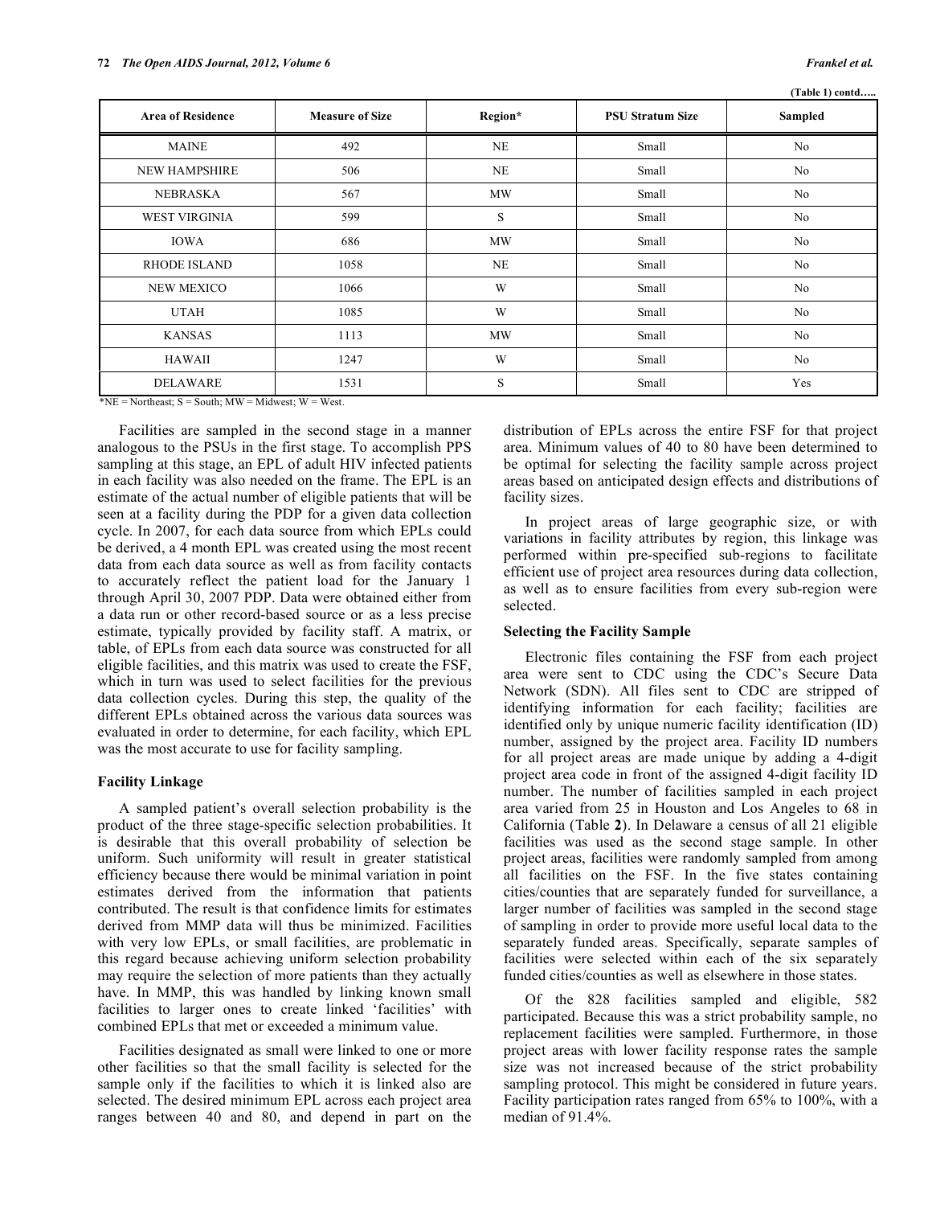(Table 1) contd…..

| Area of Residence | Measure of Size | Region* | PSU Stratum Size | Sampled |
|---|---|---|---|---|
| MAINE | 492 | NE | Small | No |
| NEW HAMPSHIRE | 506 | NE | Small | No |
| NEBRASKA | 567 | MW | Small | No |
| WEST VIRGINIA | 599 | S | Small | No |
| IOWA | 686 | MW | Small | No |
| RHODE ISLAND | 1058 | NE | Small | No |
| NEW MEXICO | 1066 | W | Small | No |
| UTAH | 1085 | W | Small | No |
| KANSAS | 1113 | MW | Small | No |
| HAWAII | 1247 | W | Small | No |
| DELAWARE | 1531 | S | Small | Yes |

*NE = Northeast; S = South; MW = Midwest; W = West.

Facilities are sampled in the second stage in a manner analogous to the PSUs in the first stage. To accomplish PPS sampling at this stage, an EPL of adult HIV infected patients in each facility was also needed on the frame. The EPL is an estimate of the actual number of eligible patients that will be seen at a facility during the PDP for a given data collection cycle. In 2007, for each data source from which EPLs could be derived, a 4 month EPL was created using the most recent data from each data source as well as from facility contacts to accurately reflect the patient load for the January 1 through April 30, 2007 PDP. Data were obtained either from a data run or other record-based source or as a less precise estimate, typically provided by facility staff. A matrix, or table, of EPLs from each data source was constructed for all eligible facilities, and this matrix was used to create the FSF, which in turn was used to select facilities for the previous data collection cycles. During this step, the quality of the different EPLs obtained across the various data sources was evaluated in order to determine, for each facility, which EPL was the most accurate to use for facility sampling.

### Facility Linkage

A sampled patient's overall selection probability is the product of the three stage-specific selection probabilities. It is desirable that this overall probability of selection be uniform. Such uniformity will result in greater statistical efficiency because there would be minimal variation in point estimates derived from the information that patients contributed. The result is that confidence limits for estimates derived from MMP data will thus be minimized. Facilities with very low EPLs, or small facilities, are problematic in this regard because achieving uniform selection probability may require the selection of more patients than they actually have. In MMP, this was handled by linking known small facilities to larger ones to create linked 'facilities' with combined EPLs that met or exceeded a minimum value.

Facilities designated as small were linked to one or more other facilities so that the small facility is selected for the sample only if the facilities to which it is linked also are selected. The desired minimum EPL across each project area ranges between 40 and 80, and depend in part on the distribution of EPLs across the entire FSF for that project area. Minimum values of 40 to 80 have been determined to be optimal for selecting the facility sample across project areas based on anticipated design effects and distributions of facility sizes.

In project areas of large geographic size, or with variations in facility attributes by region, this linkage was performed within pre-specified sub-regions to facilitate efficient use of project area resources during data collection, as well as to ensure facilities from every sub-region were selected.

### Selecting the Facility Sample

Electronic files containing the FSF from each project area were sent to CDC using the CDC's Secure Data Network (SDN). All files sent to CDC are stripped of identifying information for each facility; facilities are identified only by unique numeric facility identification (ID) number, assigned by the project area. Facility ID numbers for all project areas are made unique by adding a 4-digit project area code in front of the assigned 4-digit facility ID number. The number of facilities sampled in each project area varied from 25 in Houston and Los Angeles to 68 in California (Table **2**). In Delaware a census of all 21 eligible facilities was used as the second stage sample. In other project areas, facilities were randomly sampled from among all facilities on the FSF. In the five states containing cities/counties that are separately funded for surveillance, a larger number of facilities was sampled in the second stage of sampling in order to provide more useful local data to the separately funded areas. Specifically, separate samples of facilities were selected within each of the six separately funded cities/counties as well as elsewhere in those states.

Of the 828 facilities sampled and eligible, 582 participated. Because this was a strict probability sample, no replacement facilities were sampled. Furthermore, in those project areas with lower facility response rates the sample size was not increased because of the strict probability sampling protocol. This might be considered in future years. Facility participation rates ranged from 65% to 100%, with a median of 91.4%.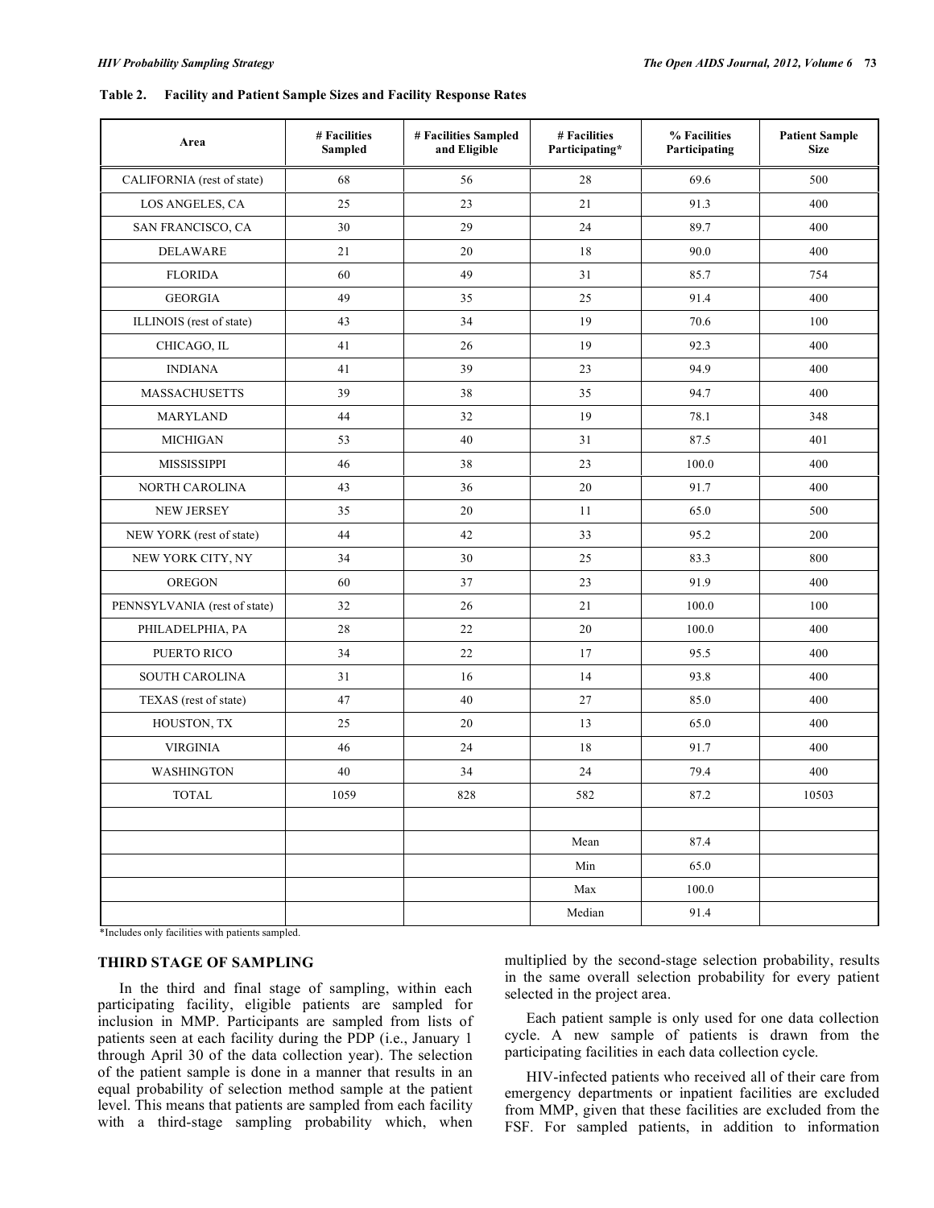**Table 2. Facility and Patient Sample Sizes and Facility Response Rates**

| Area | # Facilities Sampled | # Facilities Sampled and Eligible | # Facilities Participating* | % Facilities Participating | Patient Sample Size |
|---|---|---|---|---|---|
| CALIFORNIA (rest of state) | 68 | 56 | 28 | 69.6 | 500 |
| LOS ANGELES, CA | 25 | 23 | 21 | 91.3 | 400 |
| SAN FRANCISCO, CA | 30 | 29 | 24 | 89.7 | 400 |
| DELAWARE | 21 | 20 | 18 | 90.0 | 400 |
| FLORIDA | 60 | 49 | 31 | 85.7 | 754 |
| GEORGIA | 49 | 35 | 25 | 91.4 | 400 |
| ILLINOIS (rest of state) | 43 | 34 | 19 | 70.6 | 100 |
| CHICAGO, IL | 41 | 26 | 19 | 92.3 | 400 |
| INDIANA | 41 | 39 | 23 | 94.9 | 400 |
| MASSACHUSETTS | 39 | 38 | 35 | 94.7 | 400 |
| MARYLAND | 44 | 32 | 19 | 78.1 | 348 |
| MICHIGAN | 53 | 40 | 31 | 87.5 | 401 |
| MISSISSIPPI | 46 | 38 | 23 | 100.0 | 400 |
| NORTH CAROLINA | 43 | 36 | 20 | 91.7 | 400 |
| NEW JERSEY | 35 | 20 | 11 | 65.0 | 500 |
| NEW YORK (rest of state) | 44 | 42 | 33 | 95.2 | 200 |
| NEW YORK CITY, NY | 34 | 30 | 25 | 83.3 | 800 |
| OREGON | 60 | 37 | 23 | 91.9 | 400 |
| PENNSYLVANIA (rest of state) | 32 | 26 | 21 | 100.0 | 100 |
| PHILADELPHIA, PA | 28 | 22 | 20 | 100.0 | 400 |
| PUERTO RICO | 34 | 22 | 17 | 95.5 | 400 |
| SOUTH CAROLINA | 31 | 16 | 14 | 93.8 | 400 |
| TEXAS (rest of state) | 47 | 40 | 27 | 85.0 | 400 |
| HOUSTON, TX | 25 | 20 | 13 | 65.0 | 400 |
| VIRGINIA | 46 | 24 | 18 | 91.7 | 400 |
| WASHINGTON | 40 | 34 | 24 | 79.4 | 400 |
| TOTAL | 1059 | 828 | 582 | 87.2 | 10503 |
| | | | | | |
| | | | Mean | 87.4 | |
| | | | Min | 65.0 | |
| | | | Max | 100.0 | |
| | | | Median | 91.4 | |

*Includes only facilities with patients sampled.

## THIRD STAGE OF SAMPLING

In the third and final stage of sampling, within each participating facility, eligible patients are sampled for inclusion in MMP. Participants are sampled from lists of patients seen at each facility during the PDP (i.e., January 1 through April 30 of the data collection year). The selection of the patient sample is done in a manner that results in an equal probability of selection method sample at the patient level. This means that patients are sampled from each facility with a third-stage sampling probability which, when multiplied by the second-stage selection probability, results in the same overall selection probability for every patient selected in the project area.

Each patient sample is only used for one data collection cycle. A new sample of patients is drawn from the participating facilities in each data collection cycle.

HIV-infected patients who received all of their care from emergency departments or inpatient facilities are excluded from MMP, given that these facilities are excluded from the FSF. For sampled patients, in addition to information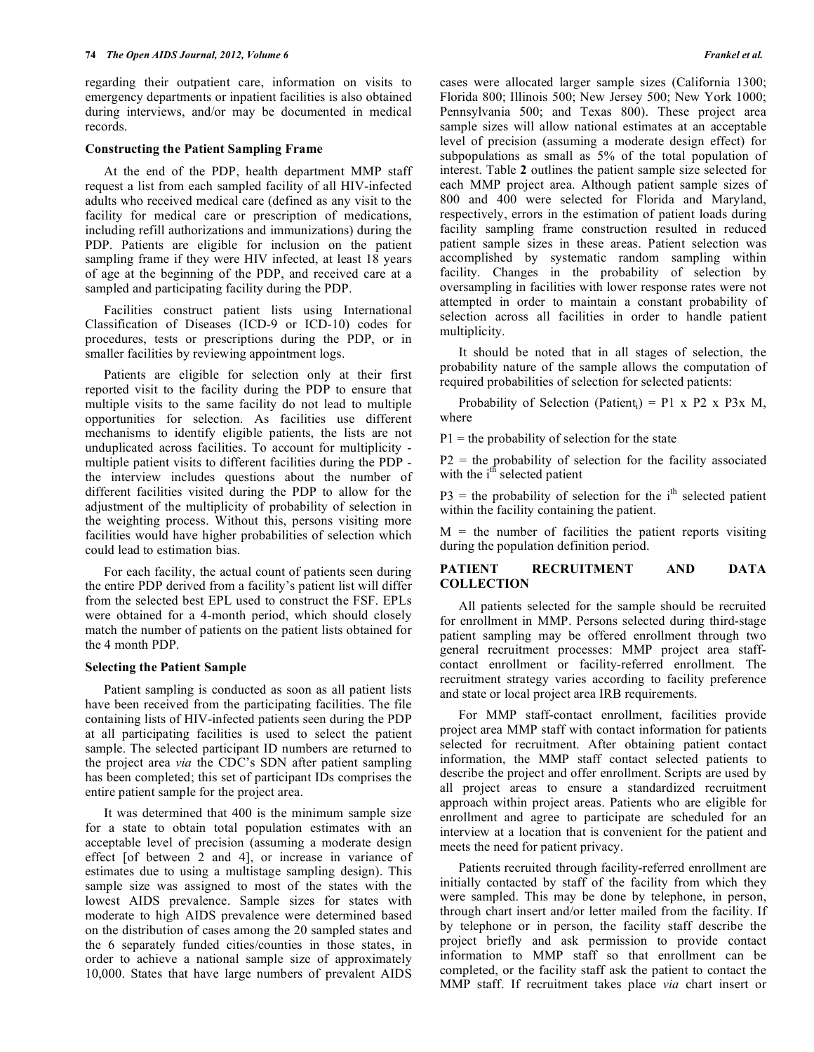regarding their outpatient care, information on visits to emergency departments or inpatient facilities is also obtained during interviews, and/or may be documented in medical records.

### Constructing the Patient Sampling Frame

At the end of the PDP, health department MMP staff request a list from each sampled facility of all HIV-infected adults who received medical care (defined as any visit to the facility for medical care or prescription of medications, including refill authorizations and immunizations) during the PDP. Patients are eligible for inclusion on the patient sampling frame if they were HIV infected, at least 18 years of age at the beginning of the PDP, and received care at a sampled and participating facility during the PDP.

Facilities construct patient lists using International Classification of Diseases (ICD-9 or ICD-10) codes for procedures, tests or prescriptions during the PDP, or in smaller facilities by reviewing appointment logs.

Patients are eligible for selection only at their first reported visit to the facility during the PDP to ensure that multiple visits to the same facility do not lead to multiple opportunities for selection. As facilities use different mechanisms to identify eligible patients, the lists are not unduplicated across facilities. To account for multiplicity - multiple patient visits to different facilities during the PDP - the interview includes questions about the number of different facilities visited during the PDP to allow for the adjustment of the multiplicity of probability of selection in the weighting process. Without this, persons visiting more facilities would have higher probabilities of selection which could lead to estimation bias.

For each facility, the actual count of patients seen during the entire PDP derived from a facility's patient list will differ from the selected best EPL used to construct the FSF. EPLs were obtained for a 4-month period, which should closely match the number of patients on the patient lists obtained for the 4 month PDP.

### Selecting the Patient Sample

Patient sampling is conducted as soon as all patient lists have been received from the participating facilities. The file containing lists of HIV-infected patients seen during the PDP at all participating facilities is used to select the patient sample. The selected participant ID numbers are returned to the project area *via* the CDC's SDN after patient sampling has been completed; this set of participant IDs comprises the entire patient sample for the project area.

It was determined that 400 is the minimum sample size for a state to obtain total population estimates with an acceptable level of precision (assuming a moderate design effect [of between 2 and 4], or increase in variance of estimates due to using a multistage sampling design). This sample size was assigned to most of the states with the lowest AIDS prevalence. Sample sizes for states with moderate to high AIDS prevalence were determined based on the distribution of cases among the 20 sampled states and the 6 separately funded cities/counties in those states, in order to achieve a national sample size of approximately 10,000. States that have large numbers of prevalent AIDS cases were allocated larger sample sizes (California 1300; Florida 800; Illinois 500; New Jersey 500; New York 1000; Pennsylvania 500; and Texas 800). These project area sample sizes will allow national estimates at an acceptable level of precision (assuming a moderate design effect) for subpopulations as small as 5% of the total population of interest. Table **2** outlines the patient sample size selected for each MMP project area. Although patient sample sizes of 800 and 400 were selected for Florida and Maryland, respectively, errors in the estimation of patient loads during facility sampling frame construction resulted in reduced patient sample sizes in these areas. Patient selection was accomplished by systematic random sampling within facility. Changes in the probability of selection by oversampling in facilities with lower response rates were not attempted in order to maintain a constant probability of selection across all facilities in order to handle patient multiplicity.

It should be noted that in all stages of selection, the probability nature of the sample allows the computation of required probabilities of selection for selected patients:

Probability of Selection ($\text{Patient}_i$) = P1 x P2 x P3x M, where

P1 = the probability of selection for the state

P2 = the probability of selection for the facility associated with the $i^{th}$ selected patient

P3 = the probability of selection for the $i^{th}$ selected patient within the facility containing the patient.

M = the number of facilities the patient reports visiting during the population definition period.

## PATIENT RECRUITMENT AND DATA COLLECTION

All patients selected for the sample should be recruited for enrollment in MMP. Persons selected during third-stage patient sampling may be offered enrollment through two general recruitment processes: MMP project area staff-contact enrollment or facility-referred enrollment. The recruitment strategy varies according to facility preference and state or local project area IRB requirements.

For MMP staff-contact enrollment, facilities provide project area MMP staff with contact information for patients selected for recruitment. After obtaining patient contact information, the MMP staff contact selected patients to describe the project and offer enrollment. Scripts are used by all project areas to ensure a standardized recruitment approach within project areas. Patients who are eligible for enrollment and agree to participate are scheduled for an interview at a location that is convenient for the patient and meets the need for patient privacy.

Patients recruited through facility-referred enrollment are initially contacted by staff of the facility from which they were sampled. This may be done by telephone, in person, through chart insert and/or letter mailed from the facility. If by telephone or in person, the facility staff describe the project briefly and ask permission to provide contact information to MMP staff so that enrollment can be completed, or the facility staff ask the patient to contact the MMP staff. If recruitment takes place *via* chart insert or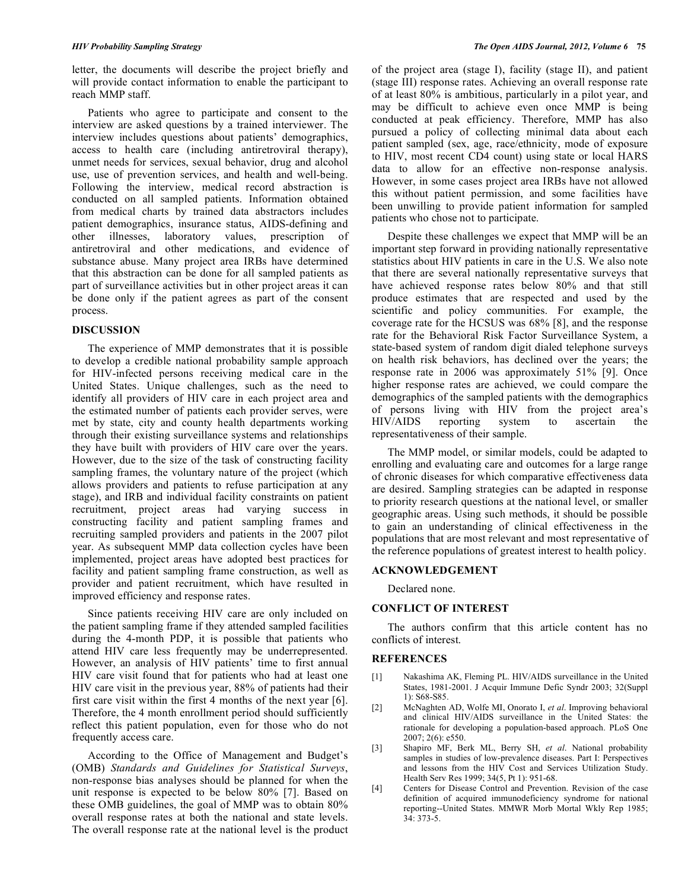letter, the documents will describe the project briefly and will provide contact information to enable the participant to reach MMP staff.

Patients who agree to participate and consent to the interview are asked questions by a trained interviewer. The interview includes questions about patients' demographics, access to health care (including antiretroviral therapy), unmet needs for services, sexual behavior, drug and alcohol use, use of prevention services, and health and well-being. Following the interview, medical record abstraction is conducted on all sampled patients. Information obtained from medical charts by trained data abstractors includes patient demographics, insurance status, AIDS-defining and other illnesses, laboratory values, prescription of antiretroviral and other medications, and evidence of substance abuse. Many project area IRBs have determined that this abstraction can be done for all sampled patients as part of surveillance activities but in other project areas it can be done only if the patient agrees as part of the consent process.

## DISCUSSION

The experience of MMP demonstrates that it is possible to develop a credible national probability sample approach for HIV-infected persons receiving medical care in the United States. Unique challenges, such as the need to identify all providers of HIV care in each project area and the estimated number of patients each provider serves, were met by state, city and county health departments working through their existing surveillance systems and relationships they have built with providers of HIV care over the years. However, due to the size of the task of constructing facility sampling frames, the voluntary nature of the project (which allows providers and patients to refuse participation at any stage), and IRB and individual facility constraints on patient recruitment, project areas had varying success in constructing facility and patient sampling frames and recruiting sampled providers and patients in the 2007 pilot year. As subsequent MMP data collection cycles have been implemented, project areas have adopted best practices for facility and patient sampling frame construction, as well as provider and patient recruitment, which have resulted in improved efficiency and response rates.

Since patients receiving HIV care are only included on the patient sampling frame if they attended sampled facilities during the 4-month PDP, it is possible that patients who attend HIV care less frequently may be underrepresented. However, an analysis of HIV patients' time to first annual HIV care visit found that for patients who had at least one HIV care visit in the previous year, 88% of patients had their first care visit within the first 4 months of the next year [6]. Therefore, the 4 month enrollment period should sufficiently reflect this patient population, even for those who do not frequently access care.

According to the Office of Management and Budget's (OMB) *Standards and Guidelines for Statistical Surveys*, non-response bias analyses should be planned for when the unit response is expected to be below 80% [7]. Based on these OMB guidelines, the goal of MMP was to obtain 80% overall response rates at both the national and state levels. The overall response rate at the national level is the product of the project area (stage I), facility (stage II), and patient (stage III) response rates. Achieving an overall response rate of at least 80% is ambitious, particularly in a pilot year, and may be difficult to achieve even once MMP is being conducted at peak efficiency. Therefore, MMP has also pursued a policy of collecting minimal data about each patient sampled (sex, age, race/ethnicity, mode of exposure to HIV, most recent CD4 count) using state or local HARS data to allow for an effective non-response analysis. However, in some cases project area IRBs have not allowed this without patient permission, and some facilities have been unwilling to provide patient information for sampled patients who chose not to participate.

Despite these challenges we expect that MMP will be an important step forward in providing nationally representative statistics about HIV patients in care in the U.S. We also note that there are several nationally representative surveys that have achieved response rates below 80% and that still produce estimates that are respected and used by the scientific and policy communities. For example, the coverage rate for the HCSUS was 68% [8], and the response rate for the Behavioral Risk Factor Surveillance System, a state-based system of random digit dialed telephone surveys on health risk behaviors, has declined over the years; the response rate in 2006 was approximately 51% [9]. Once higher response rates are achieved, we could compare the demographics of the sampled patients with the demographics of persons living with HIV from the project area's HIV/AIDS reporting system to ascertain the representativeness of their sample.

The MMP model, or similar models, could be adapted to enrolling and evaluating care and outcomes for a large range of chronic diseases for which comparative effectiveness data are desired. Sampling strategies can be adapted in response to priority research questions at the national level, or smaller geographic areas. Using such methods, it should be possible to gain an understanding of clinical effectiveness in the populations that are most relevant and most representative of the reference populations of greatest interest to health policy.

## ACKNOWLEDGEMENT

Declared none.

## CONFLICT OF INTEREST

The authors confirm that this article content has no conflicts of interest.

## REFERENCES

[1] Nakashima AK, Fleming PL. HIV/AIDS surveillance in the United States, 1981-2001. J Acquir Immune Defic Syndr 2003; 32(Suppl 1): S68-S85.

[2] McNaghten AD, Wolfe MI, Onorato I, *et al*. Improving behavioral and clinical HIV/AIDS surveillance in the United States: the rationale for developing a population-based approach. PLoS One 2007; 2(6): e550.

[3] Shapiro MF, Berk ML, Berry SH, *et al*. National probability samples in studies of low-prevalence diseases. Part I: Perspectives and lessons from the HIV Cost and Services Utilization Study. Health Serv Res 1999; 34(5, Pt 1): 951-68.

[4] Centers for Disease Control and Prevention. Revision of the case definition of acquired immunodeficiency syndrome for national reporting--United States. MMWR Morb Mortal Wkly Rep 1985; 34: 373-5.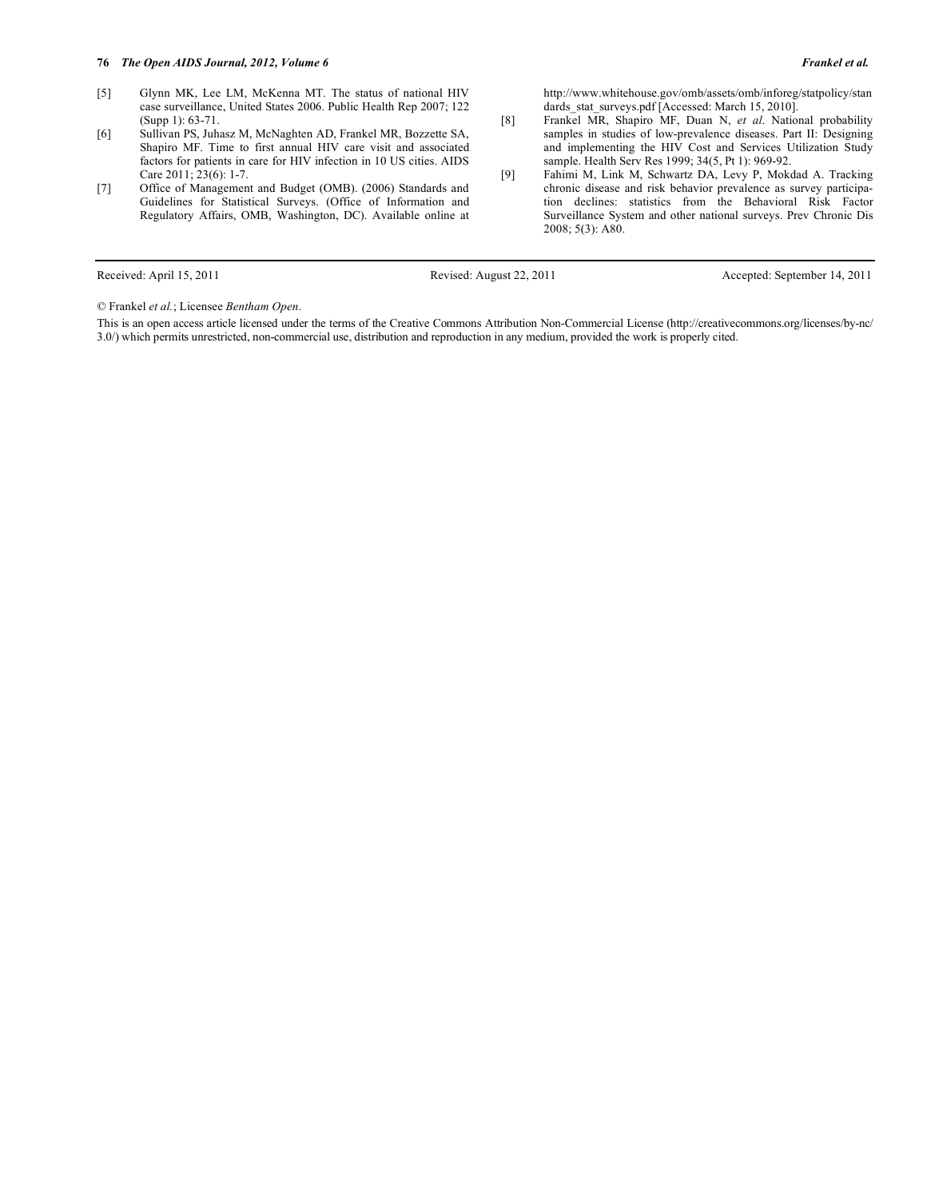[5] Glynn MK, Lee LM, McKenna MT. The status of national HIV case surveillance, United States 2006. Public Health Rep 2007; 122 (Supp 1): 63-71.

[6] Sullivan PS, Juhasz M, McNaghten AD, Frankel MR, Bozzette SA, Shapiro MF. Time to first annual HIV care visit and associated factors for patients in care for HIV infection in 10 US cities. AIDS Care 2011; 23(6): 1-7.

[7] Office of Management and Budget (OMB). (2006) Standards and Guidelines for Statistical Surveys. (Office of Information and Regulatory Affairs, OMB, Washington, DC). Available online at http://www.whitehouse.gov/omb/assets/omb/inforeg/statpolicy/standards_stat_surveys.pdf [Accessed: March 15, 2010].

[8] Frankel MR, Shapiro MF, Duan N, *et al*. National probability samples in studies of low-prevalence diseases. Part II: Designing and implementing the HIV Cost and Services Utilization Study sample. Health Serv Res 1999; 34(5, Pt 1): 969-92.

[9] Fahimi M, Link M, Schwartz DA, Levy P, Mokdad A. Tracking chronic disease and risk behavior prevalence as survey participation declines: statistics from the Behavioral Risk Factor Surveillance System and other national surveys. Prev Chronic Dis 2008; 5(3): A80.

Received: April 15, 2011 Revised: August 22, 2011 Accepted: September 14, 2011

© Frankel *et al.*; Licensee *Bentham Open*.

This is an open access article licensed under the terms of the Creative Commons Attribution Non-Commercial License (http://creativecommons.org/licenses/by-nc/3.0/) which permits unrestricted, non-commercial use, distribution and reproduction in any medium, provided the work is properly cited.